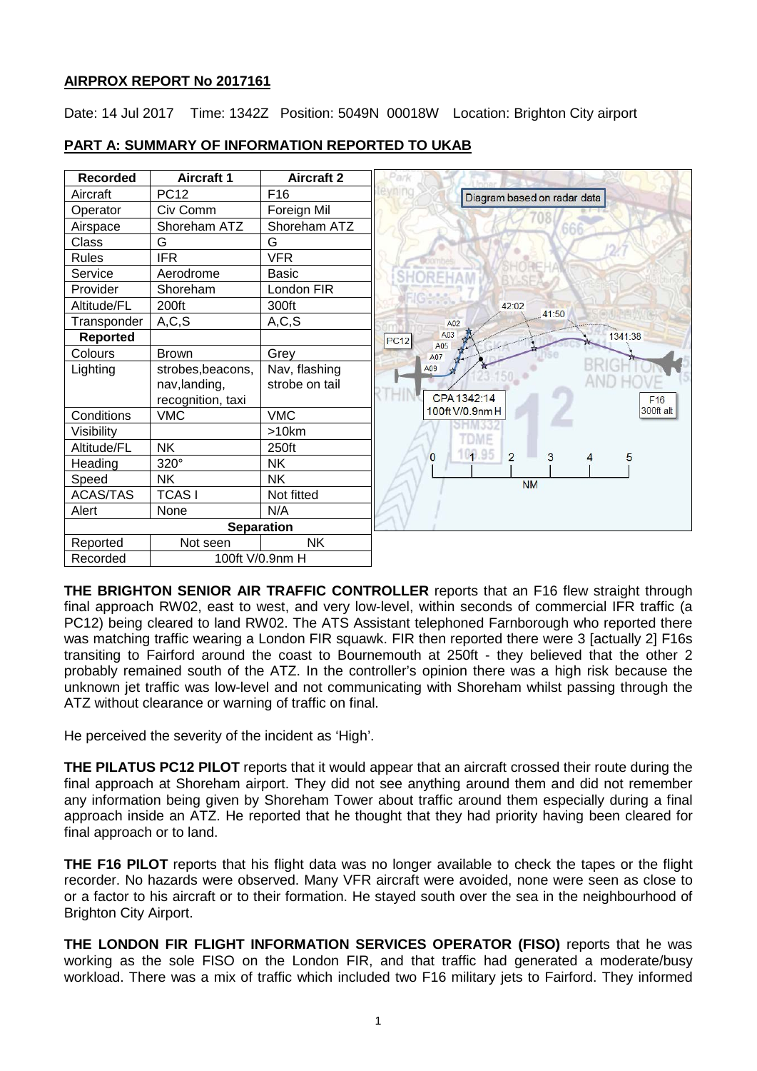**AIRPROX REPORT No 2017161**

Date: 14 Jul 2017 Time: 1342Z Position: 5049N 00018W Location: Brighton City airport

## PART A: SUMMARY OF INFORMATION REPORTED TO UKAB

| Recorded | Aircraft 1 | Aircraft 2 |
| --- | --- | --- |
| Aircraft | PC12 | F16 |
| Operator | Civ Comm | Foreign Mil |
| Airspace | Shoreham ATZ | Shoreham ATZ |
| Class | G | G |
| Rules | IFR | VFR |
| Service | Aerodrome | Basic |
| Provider | Shoreham | London FIR |
| Altitude/FL | 200ft | 300ft |
| Transponder | A,C,S | A,C,S |
| **Reported** | | |
| Colours | Brown | Grey |
| Lighting | strobes,beacons, nav,landing, recognition, taxi | Nav, flashing strobe on tail |
| Conditions | VMC | VMC |
| Visibility | | >10km |
| Altitude/FL | NK | 250ft |
| Heading | 320° | NK |
| Speed | NK | NK |
| ACAS/TAS | TCAS I | Not fitted |
| Alert | None | N/A |
| **Separation** | | |
| Reported | Not seen | NK |
| Recorded | 100ft V/0.9nm H | |

Diagram based on radar data

**THE BRIGHTON SENIOR AIR TRAFFIC CONTROLLER** reports that an F16 flew straight through final approach RW02, east to west, and very low-level, within seconds of commercial IFR traffic (a PC12) being cleared to land RW02. The ATS Assistant telephoned Farnborough who reported there was matching traffic wearing a London FIR squawk. FIR then reported there were 3 [actually 2] F16s transiting to Fairford around the coast to Bournemouth at 250ft - they believed that the other 2 probably remained south of the ATZ. In the controller's opinion there was a high risk because the unknown jet traffic was low-level and not communicating with Shoreham whilst passing through the ATZ without clearance or warning of traffic on final.

He perceived the severity of the incident as 'High'.

**THE PILATUS PC12 PILOT** reports that it would appear that an aircraft crossed their route during the final approach at Shoreham airport. They did not see anything around them and did not remember any information being given by Shoreham Tower about traffic around them especially during a final approach inside an ATZ. He reported that he thought that they had priority having been cleared for final approach or to land.

**THE F16 PILOT** reports that his flight data was no longer available to check the tapes or the flight recorder. No hazards were observed. Many VFR aircraft were avoided, none were seen as close to or a factor to his aircraft or to their formation. He stayed south over the sea in the neighbourhood of Brighton City Airport.

**THE LONDON FIR FLIGHT INFORMATION SERVICES OPERATOR (FISO)** reports that he was working as the sole FISO on the London FIR, and that traffic had generated a moderate/busy workload. There was a mix of traffic which included two F16 military jets to Fairford. They informed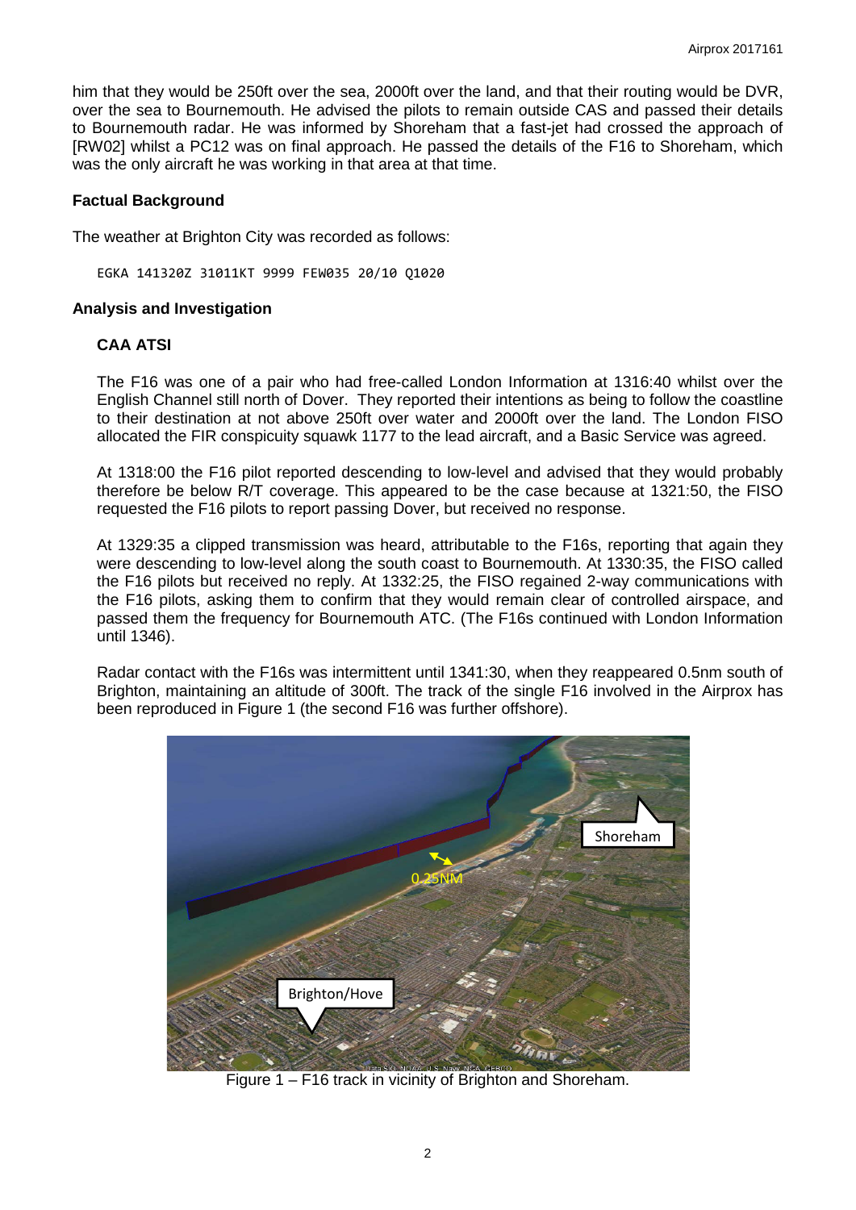him that they would be 250ft over the sea, 2000ft over the land, and that their routing would be DVR, over the sea to Bournemouth. He advised the pilots to remain outside CAS and passed their details to Bournemouth radar. He was informed by Shoreham that a fast-jet had crossed the approach of [RW02] whilst a PC12 was on final approach. He passed the details of the F16 to Shoreham, which was the only aircraft he was working in that area at that time.

## Factual Background

The weather at Brighton City was recorded as follows:

```
EGKA 141320Z 31011KT 9999 FEW035 20/10 Q1020
```

## Analysis and Investigation

### CAA ATSI

The F16 was one of a pair who had free-called London Information at 1316:40 whilst over the English Channel still north of Dover. They reported their intentions as being to follow the coastline to their destination at not above 250ft over water and 2000ft over the land. The London FISO allocated the FIR conspicuity squawk 1177 to the lead aircraft, and a Basic Service was agreed.

At 1318:00 the F16 pilot reported descending to low-level and advised that they would probably therefore be below R/T coverage. This appeared to be the case because at 1321:50, the FISO requested the F16 pilots to report passing Dover, but received no response.

At 1329:35 a clipped transmission was heard, attributable to the F16s, reporting that again they were descending to low-level along the south coast to Bournemouth. At 1330:35, the FISO called the F16 pilots but received no reply. At 1332:25, the FISO regained 2-way communications with the F16 pilots, asking them to confirm that they would remain clear of controlled airspace, and passed them the frequency for Bournemouth ATC. (The F16s continued with London Information until 1346).

Radar contact with the F16s was intermittent until 1341:30, when they reappeared 0.5nm south of Brighton, maintaining an altitude of 300ft. The track of the single F16 involved in the Airprox has been reproduced in Figure 1 (the second F16 was further offshore).

Figure 1 – F16 track in vicinity of Brighton and Shoreham.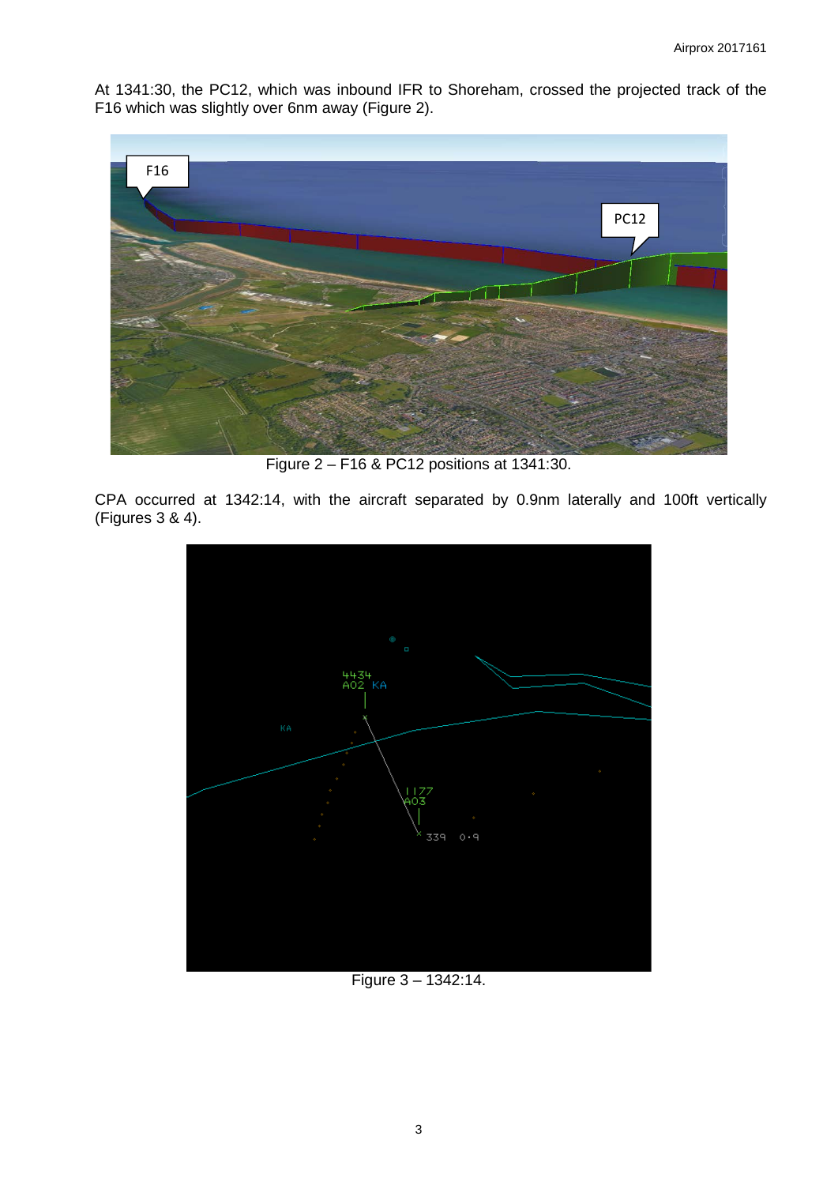At 1341:30, the PC12, which was inbound IFR to Shoreham, crossed the projected track of the F16 which was slightly over 6nm away (Figure 2).

Figure 2 – F16 & PC12 positions at 1341:30.

CPA occurred at 1342:14, with the aircraft separated by 0.9nm laterally and 100ft vertically (Figures 3 & 4).

Figure 3 – 1342:14.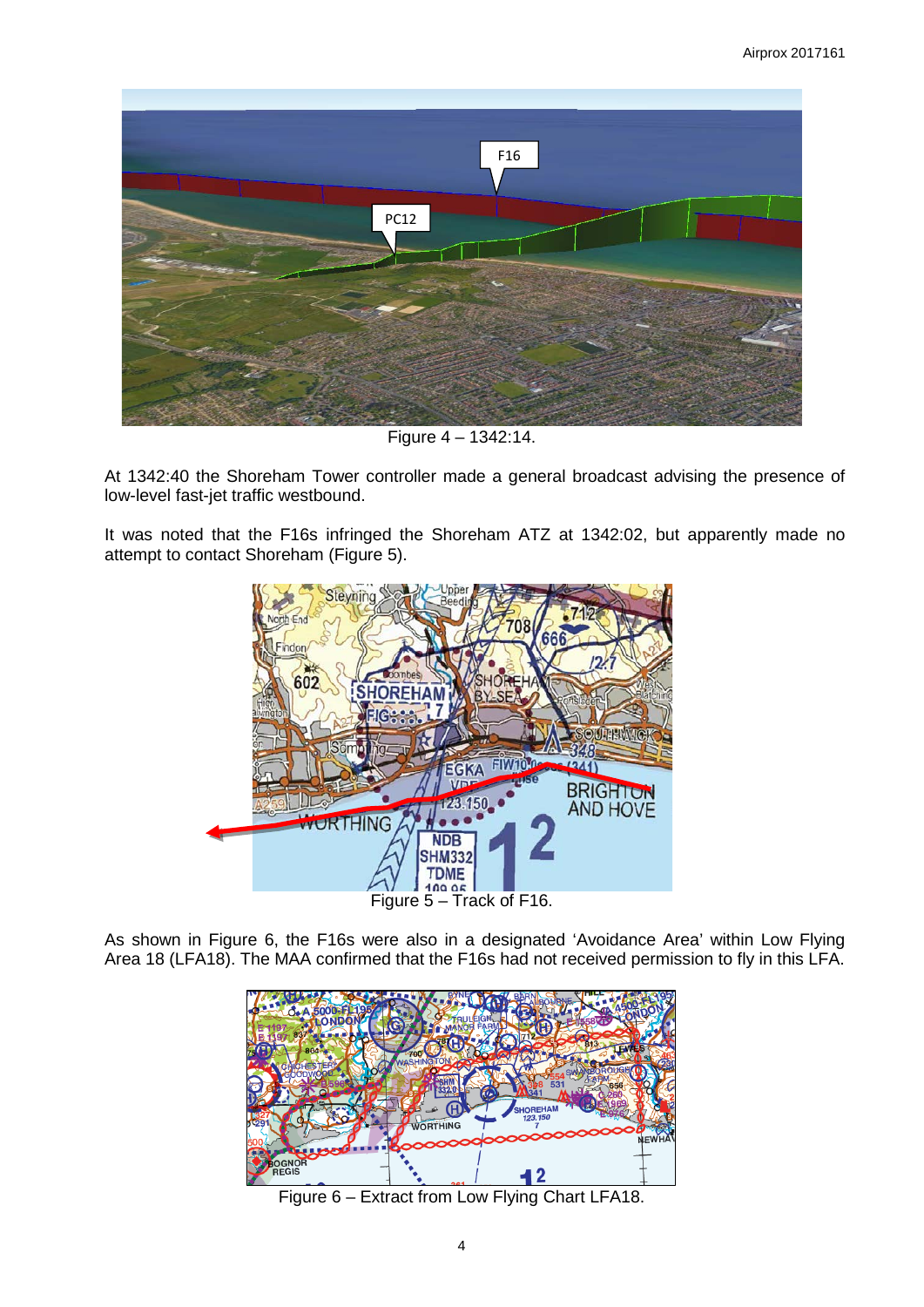Figure 4 – 1342:14.

At 1342:40 the Shoreham Tower controller made a general broadcast advising the presence of low-level fast-jet traffic westbound.

It was noted that the F16s infringed the Shoreham ATZ at 1342:02, but apparently made no attempt to contact Shoreham (Figure 5).

Figure 5 – Track of F16.

As shown in Figure 6, the F16s were also in a designated 'Avoidance Area' within Low Flying Area 18 (LFA18). The MAA confirmed that the F16s had not received permission to fly in this LFA.

Figure 6 – Extract from Low Flying Chart LFA18.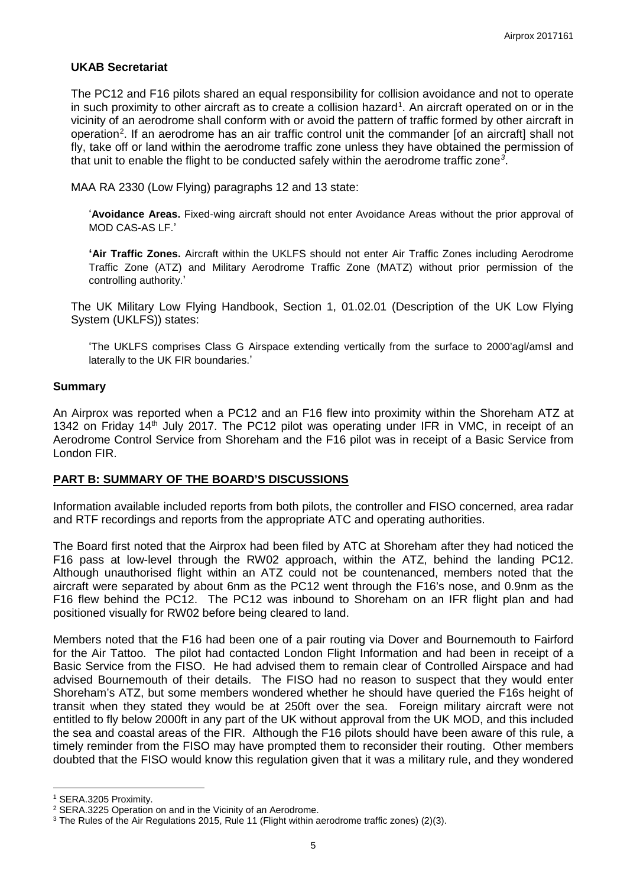### UKAB Secretariat

The PC12 and F16 pilots shared an equal responsibility for collision avoidance and not to operate in such proximity to other aircraft as to create a collision hazard[1]. An aircraft operated on or in the vicinity of an aerodrome shall conform with or avoid the pattern of traffic formed by other aircraft in operation[2]. If an aerodrome has an air traffic control unit the commander [of an aircraft] shall not fly, take off or land within the aerodrome traffic zone unless they have obtained the permission of that unit to enable the flight to be conducted safely within the aerodrome traffic zone[3].

MAA RA 2330 (Low Flying) paragraphs 12 and 13 state:

> '**Avoidance Areas.** Fixed-wing aircraft should not enter Avoidance Areas without the prior approval of MOD CAS-AS LF.'
>
> '**Air Traffic Zones.** Aircraft within the UKLFS should not enter Air Traffic Zones including Aerodrome Traffic Zone (ATZ) and Military Aerodrome Traffic Zone (MATZ) without prior permission of the controlling authority.'

The UK Military Low Flying Handbook, Section 1, 01.02.01 (Description of the UK Low Flying System (UKLFS)) states:

> 'The UKLFS comprises Class G Airspace extending vertically from the surface to 2000'agl/amsl and laterally to the UK FIR boundaries.'

### Summary

An Airprox was reported when a PC12 and an F16 flew into proximity within the Shoreham ATZ at 1342 on Friday 14th July 2017. The PC12 pilot was operating under IFR in VMC, in receipt of an Aerodrome Control Service from Shoreham and the F16 pilot was in receipt of a Basic Service from London FIR.

## PART B: SUMMARY OF THE BOARD'S DISCUSSIONS

Information available included reports from both pilots, the controller and FISO concerned, area radar and RTF recordings and reports from the appropriate ATC and operating authorities.

The Board first noted that the Airprox had been filed by ATC at Shoreham after they had noticed the F16 pass at low-level through the RW02 approach, within the ATZ, behind the landing PC12. Although unauthorised flight within an ATZ could not be countenanced, members noted that the aircraft were separated by about 6nm as the PC12 went through the F16's nose, and 0.9nm as the F16 flew behind the PC12. The PC12 was inbound to Shoreham on an IFR flight plan and had positioned visually for RW02 before being cleared to land.

Members noted that the F16 had been one of a pair routing via Dover and Bournemouth to Fairford for the Air Tattoo. The pilot had contacted London Flight Information and had been in receipt of a Basic Service from the FISO. He had advised them to remain clear of Controlled Airspace and had advised Bournemouth of their details. The FISO had no reason to suspect that they would enter Shoreham's ATZ, but some members wondered whether he should have queried the F16s height of transit when they stated they would be at 250ft over the sea. Foreign military aircraft were not entitled to fly below 2000ft in any part of the UK without approval from the UK MOD, and this included the sea and coastal areas of the FIR. Although the F16 pilots should have been aware of this rule, a timely reminder from the FISO may have prompted them to reconsider their routing. Other members doubted that the FISO would know this regulation given that it was a military rule, and they wondered

---

[1] SERA.3205 Proximity.

[2] SERA.3225 Operation on and in the Vicinity of an Aerodrome.

[3] The Rules of the Air Regulations 2015, Rule 11 (Flight within aerodrome traffic zones) (2)(3).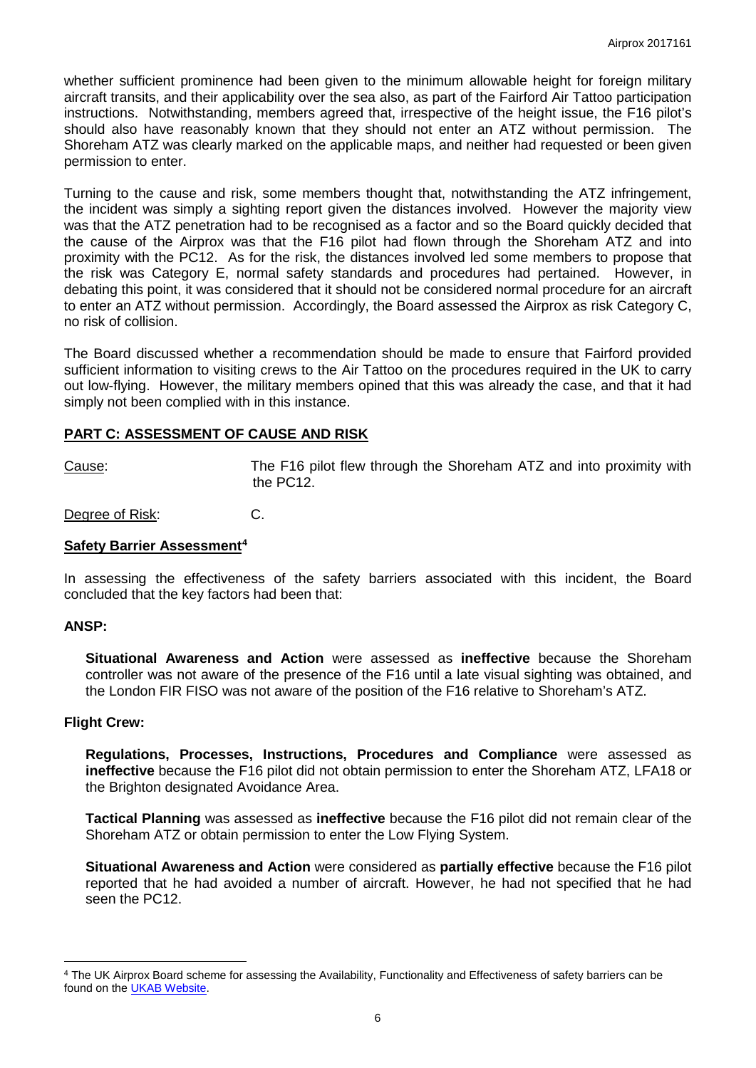whether sufficient prominence had been given to the minimum allowable height for foreign military aircraft transits, and their applicability over the sea also, as part of the Fairford Air Tattoo participation instructions. Notwithstanding, members agreed that, irrespective of the height issue, the F16 pilot's should also have reasonably known that they should not enter an ATZ without permission. The Shoreham ATZ was clearly marked on the applicable maps, and neither had requested or been given permission to enter.

Turning to the cause and risk, some members thought that, notwithstanding the ATZ infringement, the incident was simply a sighting report given the distances involved. However the majority view was that the ATZ penetration had to be recognised as a factor and so the Board quickly decided that the cause of the Airprox was that the F16 pilot had flown through the Shoreham ATZ and into proximity with the PC12. As for the risk, the distances involved led some members to propose that the risk was Category E, normal safety standards and procedures had pertained. However, in debating this point, it was considered that it should not be considered normal procedure for an aircraft to enter an ATZ without permission. Accordingly, the Board assessed the Airprox as risk Category C, no risk of collision.

The Board discussed whether a recommendation should be made to ensure that Fairford provided sufficient information to visiting crews to the Air Tattoo on the procedures required in the UK to carry out low-flying. However, the military members opined that this was already the case, and that it had simply not been complied with in this instance.

## PART C: ASSESSMENT OF CAUSE AND RISK

Cause: The F16 pilot flew through the Shoreham ATZ and into proximity with the PC12.

Degree of Risk: C.

### Safety Barrier Assessment[4]

In assessing the effectiveness of the safety barriers associated with this incident, the Board concluded that the key factors had been that:

#### ANSP:

**Situational Awareness and Action** were assessed as **ineffective** because the Shoreham controller was not aware of the presence of the F16 until a late visual sighting was obtained, and the London FIR FISO was not aware of the position of the F16 relative to Shoreham's ATZ.

#### Flight Crew:

**Regulations, Processes, Instructions, Procedures and Compliance** were assessed as **ineffective** because the F16 pilot did not obtain permission to enter the Shoreham ATZ, LFA18 or the Brighton designated Avoidance Area.

**Tactical Planning** was assessed as **ineffective** because the F16 pilot did not remain clear of the Shoreham ATZ or obtain permission to enter the Low Flying System.

**Situational Awareness and Action** were considered as **partially effective** because the F16 pilot reported that he had avoided a number of aircraft. However, he had not specified that he had seen the PC12.

---

[4] The UK Airprox Board scheme for assessing the Availability, Functionality and Effectiveness of safety barriers can be found on the UKAB Website.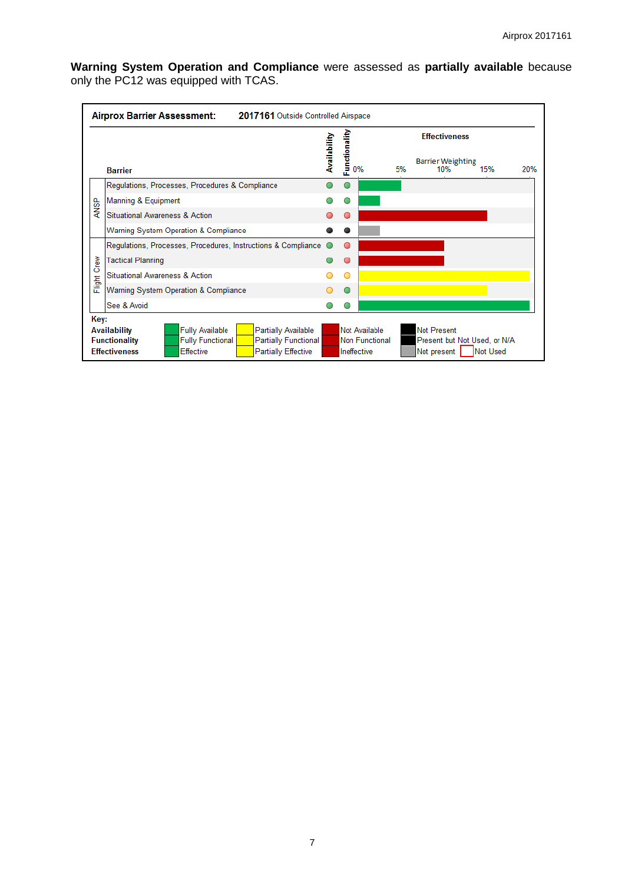**Warning System Operation and Compliance** were assessed as **partially available** because only the PC12 was equipped with TCAS.

**Airprox Barrier Assessment:** **2017161** Outside Controlled Airspace

Barrier

Availability

Functionality

Effectiveness

Barrier Weighting

0%

5%

10%

15%

20%

ANSP

Regulations, Processes, Procedures & Compliance

Manning & Equipment

Situational Awareness & Action

Warning System Operation & Compliance

Flight Crew

Regulations, Processes, Procedures, Instructions & Compliance

Tactical Planning

Situational Awareness & Action

Warning System Operation & Compliance

See & Avoid

**Key:**

**Availability** Fully Available, Partially Available, Not Available, Not Present

**Functionality** Fully Functional, Partially Functional, Non Functional, Present but Not Used, or N/A

**Effectiveness** Effective, Partially Effective, Ineffective, Not present, Not Used